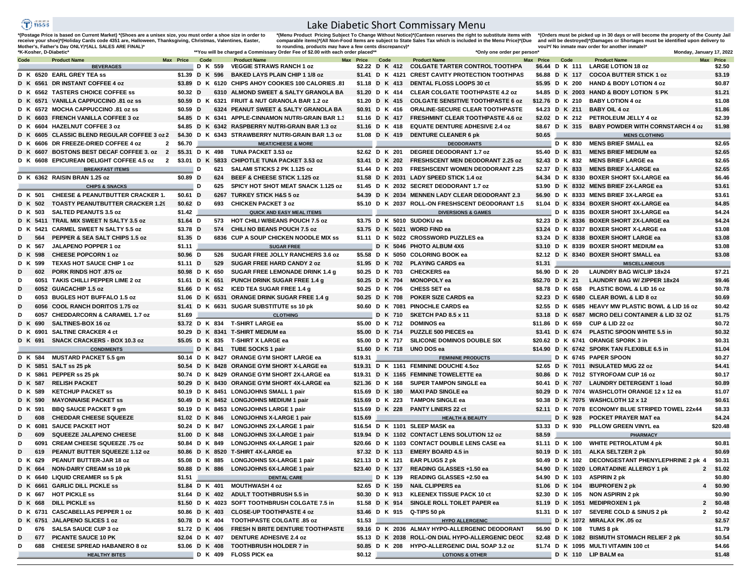# Lake Diabetic Short Commissary Menu

*(Postage Price is based on Current Market) *(Shoes are a unisex size, you must order a shoe size in order to receive your shoe)*(Holiday Cards code 4351 are, Halloween, Thanksgiving, Christmas, Valentines, Easter, Mother's, Father's Day ONLY)*(ALL SALES ARE FINAL)*

*(Menu Product Pricing Subject To Change Without Notice)*(Canteen reserves the right to substitute items with comparable items)*(All Non-Food Items are subject to State Sales Tax which is included in the Menu Price)*(Due to rounding, products may have a few cents discrepancy)*

*(Orders must be picked up in 30 days or will become the property of the County Jail and will be destroyed)*(Damages or Shortages must be identified upon delivery to you)*( No inmate may order for another inmate)*

*K-Kosher, D-Diabetic* **You will be charged a Commissary Order Fee of $2.00 with each order placed** *Only one order per person* Monday, January 17, 2022

| Code | | | Product Name | Max | Price |
|---|---|---|---|---|---|
| | | | **BEVERAGES** | | |
| D | K | 6520 | EARL GREY TEA ss | | $1.39 |
| D | K | 6561 | DR INSTANT COFFEE 4 oz | | $3.89 |
| D | K | 6562 | TASTERS CHOICE COFFEE ss | | $0.32 |
| D | K | 6571 | VANILLA CAPPUCCINO .81 oz ss | | $0.59 |
| D | K | 6572 | MOCHA CAPPUCCINO .81 oz ss | | $0.59 |
| D | K | 6603 | FRENCH VANILLA COFFEE 3 oz | | $4.85 |
| D | K | 6604 | HAZELNUT COFFEE 3 oz | | $4.85 |
| D | K | 6605 | CLASSIC BLEND REGULAR COFFEE 3 oz | 2 | $4.30 |
| D | K | 6606 | DR FREEZE-DRIED COFFEE 4 oz | 2 | $6.70 |
| D | K | 6607 | BOSTONS BEST DECAF COFFEE 3. oz | 2 | $5.31 |
| D | K | 6608 | EPICUREAN DELIGHT COFFEE 4.5 oz | 2 | $3.01 |
| | | | **BREAKFAST ITEMS** | | |
| D | K | 6362 | RAISIN BRAN 1.25 oz | | $0.89 |
| | | | **CHIPS & SNACKS** | | |
| D | K | 501 | CHEESE & PEANUTBUTTER CRACKER 1. | | $0.61 |
| D | K | 502 | TOASTY PEANUTBUTTER CRACKER 1.29 | | $0.62 |
| D | K | 503 | SALTED PEANUTS 3.5 oz | | $1.42 |
| D | K | 5411 | TRAIL MIX SWEET N SALTY 3.5 oz | | $1.64 |
| D | K | 5421 | CARMEL SWEET N SALTY 5.5 oz | | $3.78 |
| D | | 564 | PEPPER & SEA SALT CHIPS 1.5 oz | | $1.35 |
| D | K | 567 | JALAPENO POPPER 1 oz | | $1.11 |
| D | K | 598 | CHEESE POPCORN 1 oz | | $0.96 |
| D | K | 599 | TEXAS HOT SAUCE CHIP 1 oz | | $1.11 |
| D | | 602 | PORK RINDS HOT .875 oz | | $0.98 |
| D | | 6051 | TAKIS CHILLI PEPPER LIME 2 oz | | $1.61 |
| D | | 6052 | GUACACHIP 1.5 oz | | $1.66 |
| D | | 6053 | BUGLES HOT BUFFALO 1.5 oz | | $1.06 |
| D | | 6056 | COOL RANCH DORITOS 1.75 oz | | $1.41 |
| D | | 6057 | CHEDDARCORN & CARAMEL 1.7 oz | | $1.69 |
| D | K | 690 | SALTINES-BOX 16 oz | | $3.72 |
| D | K | 6901 | SALTINE CRACKER 4 ct | | $0.29 |
| D | K | 691 | SNACK CRACKERS - BOX 10.3 oz | | $5.05 |
| | | | **CONDIMENTS** | | |
| D | K | 584 | MUSTARD PACKET 5.5 gm | | $0.14 |
| D | K | 5851 | SALT ss 25 pk | | $0.54 |
| D | K | 5861 | PEPPER ss 25 pk | | $0.74 |
| D | K | 587 | RELISH PACKET | | $0.29 |
| D | K | 589 | KETCHUP PACKET ss | | $0.19 |
| D | K | 590 | MAYONNAISE PACKET ss | | $0.49 |
| D | K | 591 | BBQ SAUCE PACKET 9 gm | | $0.19 |
| D | | 608 | CHEDDAR CHEESE SQUEEZE | | $1.02 |
| D | K | 6081 | SAUCE PACKET HOT | | $0.24 |
| D | | 609 | SQUEEZE JALAPENO CHEESE | | $1.00 |
| D | | 6091 | CREAM CHEESE SQUEEZE .75 oz | | $0.84 |
| D | | 619 | PEANUT BUTTER SQUEEZE 1.12 oz | | $0.86 |
| D | K | 629 | PEANUT BUTTER-JAR 18 oz | | $5.08 |
| D | K | 664 | NON-DAIRY CREAM ss 10 pk | | $0.88 |
| D | K | 6640 | LIQUID CREAMER ss 5 pk | | $1.51 |
| D | K | 6661 | GARLIC DILL PICKLE ss | | $1.84 |
| D | K | 667 | HOT PICKLE ss | | $1.64 |
| D | K | 668 | DILL PICKLE ss | | $1.50 |
| D | K | 6731 | CASCABELLAS PEPPER 1 oz | | $0.86 |
| D | K | 6751 | JALAPENO SLICES 1 oz | | $0.78 |
| D | | 676 | SALSA SAUCE CUP 3 oz | | $1.72 |
| D | | 677 | PICANTE SAUCE 10 PK | | $2.04 |
| D | | 688 | CHEESE SPREAD HABANERO 8 oz | | $3.06 |
| | | | **HEALTHY BITES** | | |
| D | K | 559 | VEGGIE STRAWS RANCH 1 oz | | $2.22 |
| D | K | 596 | BAKED LAYS PLAIN CHIP 1 1/8 oz | | $1.41 |
| D | K | 6120 | CHIPS AHOY COOKIES 100 CALORIES .81 | | $1.18 |
| D | | 6310 | ALMOND SWEET & SALTY GRANOLA BA | | $1.20 |
| D | K | 6321 | FRUIT & NUT GRANOLA BAR 1.2 oz | | $1.20 |
| D | | 6324 | PEANUT SWEET & SALTY GRANOLA BA | | $0.91 |
| D | K | 6341 | APPLE-CINNAMON NUTRI-GRAIN BAR 1.3 | | $1.16 |
| D | K | 6342 | RASPBERRY NUTRI-GRAIN BAR 1.3 oz | | $1.16 |
| D | K | 6343 | STRAWBERRY NUTRI-GRAIN BAR 1.3 oz | | $1.08 |
| | | | **MEAT/CHEESE & MORE** | | |
| D | K | 498 | TUNA PACKET 3.53 oz | | $2.62 |
| D | K | 5833 | CHIPOTLE TUNA PACKET 3.53 oz | | $3.41 |
| D | | 621 | SALAMI STICKS 2 PK 1.125 oz | | $1.44 |
| D | | 624 | BEEF & CHEESE STICK 1.125 oz | | $1.58 |
| D | | 625 | SPICY HOT SHOT MEAT SNACK 1.125 oz | | $1.45 |
| D | | 6267 | TURKEY STICK H&S 5 oz | | $4.39 |
| D | | 693 | CHICKEN PACKET 3 oz | | $5.10 |
| | | | **QUICK AND EASY MEAL ITEMS** | | |
| D | | 573 | HOT CHILI W/BEANS POUCH 7.5 oz | | $3.75 |
| D | | 574 | CHILI NO BEANS POUCH 7.5 oz | | $3.75 |
| D | | 6836 | CUP A SOUP CHICKEN NOODLE MIX ss | | $1.11 |
| | | | **SUGAR FREE** | | |
| D | | 526 | SUGAR FREE JOLLY RANCHERS 3.6 oz | | $5.58 |
| D | | 529 | SUGAR FREE HARD CANDY 2 oz | | $1.95 |
| D | K | 650 | SUGAR FREE LEMONADE DRINK 1.4 g | | $0.25 |
| D | K | 651 | PUNCH DRINK SUGAR FREE 1.4 g | | $0.25 |
| D | K | 652 | ICED TEA SUGAR FREE 1.4 g | | $0.25 |
| D | K | 6531 | ORANGE DRINK SUGAR FREE 1.4 g | | $0.25 |
| D | K | 6631 | SUGAR SUBSTITUTE ss 10 pk | | $0.60 |
| | | | **CLOTHING** | | |
| D | K | 834 | T-SHIRT LARGE ea | | $5.00 |
| D | K | 8341 | T-SHIRT MEDIUM ea | | $5.00 |
| D | K | 835 | T-SHIRT X LARGE ea | | $5.00 |
| D | K | 841 | TUBE SOCKS 1 pair | | $1.60 |
| D | K | 8427 | ORANGE GYM SHORT LARGE ea | | $19.31 |
| D | K | 8428 | ORANGE GYM SHORT X-LARGE ea | | $19.31 |
| D | K | 8429 | ORANGE GYM SHORT 2X-LARGE ea | | $19.31 |
| D | K | 8430 | ORANGE GYM SHORT 4X-LARGE ea | | $21.36 |
| D | K | 8451 | LONGJOHNS SMALL 1 pair | | $15.69 |
| D | K | 8452 | LONGJOHNS MEDIUM 1 pair | | $15.69 |
| D | K | 8453 | LONGJOHNS LARGE 1 pair | | $15.69 |
| D | K | 846 | LONGJOHNS X-LARGE 1 pair | | $15.69 |
| D | K | 847 | LONGJOHNS 2X-LARGE 1 pair | | $16.54 |
| D | K | 848 | LONGJOHNS 3X-LARGE 1 pair | | $19.94 |
| D | K | 849 | LONGJOHNS 4X-LARGE 1 pair | | $20.66 |
| D | K | 8520 | T-SHIRT 4X-LARGE ea | | $7.32 |
| D | K | 885 | LONGJOHNS 5X-LARGE 1 pair | | $21.13 |
| D | K | 886 | LONGJOHNS 6X-LARGE 1 pair | | $23.40 |
| | | | **DENTAL CARE** | | |
| D | K | 401 | MOUTHWASH 4 oz | | $2.65 |
| D | K | 402 | ADULT TOOTHBRUSH 5.5 in | | $0.30 |
| D | K | 4023 | SOFT TOOTHBRUSH COLGATE 7.5 in | | $1.58 |
| D | K | 403 | CLOSE-UP TOOTHPASTE 4 oz | | $3.46 |
| D | K | 404 | TOOTHPASTE COLGATE .85 oz | | $1.53 |
| D | K | 406 | FRESH N BRITE DENTURE TOOTHPASTE | | $9.16 |
| D | K | 407 | DENTURE ADHESIVE 2.4 oz | | $5.13 |
| D | K | 408 | TOOTHBRUSH HOLDER 7 in | | $0.85 |
| D | K | 409 | FLOSS PICK ea | | $0.12 |
| D | K | 412 | COLGATE TARTER CONTROL TOOTHPA | | $6.44 |
| D | K | 4121 | CREST CAVITY PROTECTION TOOTHPAS | | $6.88 |
| D | K | 413 | DENTAL FLOSS LOOPS 30 ct | | $5.95 |
| D | K | 414 | CLEAR COLGATE TOOTHPASTE 4.2 oz | | $4.85 |
| D | K | 415 | COLGATE SENSITIVE TOOTHPASTE 6 oz | | $12.76 |
| D | K | 416 | ORALINE-SECURE CLEAR TOOTHPASTE | | $4.23 |
| D | K | 417 | FRESHMINT CLEAR TOOTHPASTE 4.6 oz | | $2.02 |
| D | K | 418 | EQUATE DENTURE ADHESIVE 2.4 oz | | $8.67 |
| D | K | 419 | DENTURE CLEANER 6 pk | | $0.65 |
| | | | **DEODORANTS** | | |
| D | K | 201 | DEGREE DEODORANT 1.7 oz | | $5.40 |
| D | K | 202 | FRESHSCENT MEN DEODORANT 2.25 oz | | $2.43 |
| D | K | 203 | FRESHSCENT WOMEN DEODORANT 2.25 | | $2.37 |
| D | K | 2031 | LADY SPEED STICK 1.4 oz | | $4.34 |
| D | K | 2032 | SECRET DEODORANT 1.7 oz | | $3.90 |
| D | K | 2034 | MENNEN LADY CLEAR DEODORANT 2.3 | | $6.90 |
| D | K | 2037 | ROLL-ON FRESHSCENT DEODORANT 1.5 | | $1.04 |
| | | | **DIVERSIONS & GAMES** | | |
| D | K | 5010 | SUDOKU ea | | $2.23 |
| D | K | 5021 | WORD FIND ea | | $3.24 |
| D | K | 5022 | CROSSWORD PUZZLES ea | | $3.24 |
| D | K | 5046 | PHOTO ALBUM 4X6 | | $3.10 |
| D | K | 5050 | COLORING BOOK ea | | $2.12 |
| D | K | 702 | PLAYING CARDS ea | | $1.31 |
| D | K | 703 | CHECKERS ea | | $6.90 |
| D | K | 704 | MONOPOLY ea | | $52.70 |
| D | K | 706 | CHESS SET ea | | $8.78 |
| D | K | 708 | POKER SIZE CARDS ea | | $2.23 |
| D | K | 7081 | PINOCHLE CARDS ea | | $2.55 |
| D | K | 710 | SKETCH PAD 8.5 x 11 | | $3.18 |
| D | K | 712 | DOMINOS ea | | $11.86 |
| D | K | 714 | PUZZLE 500 PIECES ea | | $3.41 |
| D | K | 717 | SILICONE DOMINOS DOUBLE SIX | | $20.62 |
| D | K | 718 | UNO DOS ea | | $14.90 |
| | | | **FEMININE PRODUCTS** | | |
| D | K | 1161 | FEMININE DOUCHE 4.5oz | | $2.65 |
| D | K | 1165 | FEMININE TOWELETTE ea | | $0.86 |
| D | K | 168 | SUPER TAMPON SINGLE ea | | $0.41 |
| D | K | 180 | MAXI PAD SINGLE ea | | $0.29 |
| D | K | 223 | TAMPON SINGLE ea | | $0.38 |
| D | K | 228 | PANTY LINERS 22 ct | | $2.11 |
| | | | **HEALTH & BEAUTY** | | |
| D | K | 1101 | SLEEP MASK ea | | $3.33 |
| D | K | 1102 | CONTACT LENS SOLUTION 12 oz | | $8.59 |
| D | K | 1103 | CONTACT DOUBLE LENS CASE ea | | $1.11 |
| D | K | 113 | EMERY BOARD 4.5 in | | $0.19 |
| D | K | 121 | EAR PLUGS 2 pk | | $0.49 |
| D | K | 137 | READING GLASSES +1.50 ea | | $4.90 |
| D | K | 139 | READING GLASSES +2.50 ea | | $4.90 |
| D | K | 159 | NAIL CLIPPERS ea | | $1.06 |
| D | K | 913 | KLEENEX TISSUE PACK 10 ct | | $2.30 |
| D | K | 914 | SINGLE ROLL TOILET PAPER ea | | $1.19 |
| D | K | 915 | Q-TIPS 50 pk | | $1.31 |
| | | | **HYPO ALLERGENIC** | | |
| D | K | 2036 | ALMAY HYPO-ALLERGENIC DEODORANT | | $6.90 |
| D | K | 2038 | ROLL-ON DIAL HYPO-ALLERGENIC DEOD | | $2.48 |
| D | K | 208 | HYPO-ALLERGENIC DIAL SOAP 3.2 oz | | $1.74 |
| | | | **LOTIONS & OTHER** | | |
| D | K | 111 | LARGE LOTION 18 oz | | $2.50 |
| D | K | 117 | COCOA BUTTER STICK 1 oz | | $3.19 |
| D | K | 200 | HAND & BODY LOTION 4 oz | | $0.87 |
| D | K | 2003 | HAND & BODY LOTION 5 PK | | $1.21 |
| D | K | 210 | BABY LOTION 4 oz | | $1.08 |
| D | K | 211 | BABY OIL 4 oz | | $1.86 |
| D | K | 212 | PETROLEUM JELLY 4 oz | | $2.39 |
| D | K | 315 | BABY POWDER WITH CORNSTARCH 4 oz | | $1.98 |
| | | | **MENS CLOTHING** | | |
| D | K | 830 | MENS BRIEF SMALL ea | | $2.65 |
| D | K | 831 | MENS BRIEF MEDIUM ea | | $2.65 |
| D | K | 832 | MENS BRIEF LARGE ea | | $2.65 |
| D | K | 833 | MENS BRIEF X-LARGE ea | | $2.65 |
| D | K | 8330 | BOXER SHORT 5X-LARGE ea | | $6.46 |
| D | K | 8332 | MENS BRIEF 2X-LARGE ea | | $3.61 |
| D | K | 8333 | MENS BRIEF 3X-LARGE ea | | $3.61 |
| D | K | 8334 | BOXER SHORT 4X-LARGE ea | | $4.85 |
| D | K | 8335 | BOXER SHORT 3X-LARGE ea | | $4.24 |
| D | K | 8336 | BOXER SHORT 2X-LARGE ea | | $4.24 |
| D | K | 8337 | BOXER SHORT X-LARGE ea | | $3.08 |
| D | K | 8338 | BOXER SHORT LARGE ea | | $3.08 |
| D | K | 8339 | BOXER SHORT MEDIUM ea | | $3.08 |
| D | K | 8340 | BOXER SHORT SMALL ea | | $3.08 |
| | | | **MISCELLANEOUS** | | |
| D | K | 20 | LAUNDRY BAG W/CLIP 18x24 | | $7.21 |
| D | K | 21 | LAUNDRY BAG W/ ZIPPER 18x24 | | $9.46 |
| D | K | 658 | PLASTIC BOWL & LID 16 oz | | $0.78 |
| D | K | 6580 | CLEAR BOWL & LID 8 oz | | $0.69 |
| D | K | 6585 | HEAVY MW PLASTIC BOWL & LID 16 oz | | $0.42 |
| D | K | 6587 | MICRO DELI CONTAINER & LID 32 OZ | | $1.75 |
| D | K | 659 | CUP & LID 22 oz | | $0.72 |
| D | K | 674 | PLASTIC SPOON WHITE 5.5 in | | $0.32 |
| D | K | 6741 | ORANGE SPORK 3 in | | $0.31 |
| D | K | 6742 | SPORK TAN FLEXIBLE 6.5 in | | $1.04 |
| D | K | 6745 | PAPER SPOON | | $0.27 |
| D | K | 7011 | INSULATED MUG 22 oz | | $4.41 |
| D | K | 7012 | STYROFOAM CUP 16 oz | | $0.17 |
| D | K | 707 | LAUNDRY DETERGENT 1 load | | $0.89 |
| D | K | 7074 | WASHCLOTH ORANGE 12 x 12 ea | | $1.07 |
| D | K | 7075 | WASHCLOTH 12 x 12 | | $0.61 |
| D | K | 7078 | ECONOMY BLUE STRIPED TOWEL 22x44 | | $8.33 |
| D | K | 928 | POCKET PRAYER MAT ea | | $4.24 |
| D | K | 930 | PILLOW GREEN VINYL ea | | $20.48 |
| | | | **PHARMACY** | | |
| D | K | 100 | WHITE PETROLATUM 4 pk | | $0.81 |
| D | K | 101 | ALKA SELTZER 2 pk | | $0.69 |
| D | K | 102 | DECONGESTANT PHENYLEPHRINE 2 pk | 4 | $0.31 |
| D | K | 1020 | LORATADINE ALLERGY 1 pk | 2 | $1.02 |
| D | K | 103 | ASPIRIN 2 pk | | $0.80 |
| D | K | 104 | IBUPROFEN 2 pk | 4 | $0.90 |
| D | K | 105 | NON ASPIRIN 2 pk | | $0.90 |
| D | K | 1051 | MEDIPROXEN 1 pk | 2 | $0.48 |
| D | K | 107 | SEVERE COLD & SINUS 2 pk | 2 | $0.42 |
| D | K | 1072 | MIRALAX PK .05 oz | | $2.57 |
| D | K | 108 | TUMS 8 pk | | $1.79 |
| D | K | 1082 | BISMUTH STOMACH RELIEF 2 pk | | $0.54 |
| D | K | 1095 | MULTI VITAMIN 100 ct | | $4.66 |
| D | K | 110 | LIP BALM ea | | $1.48 |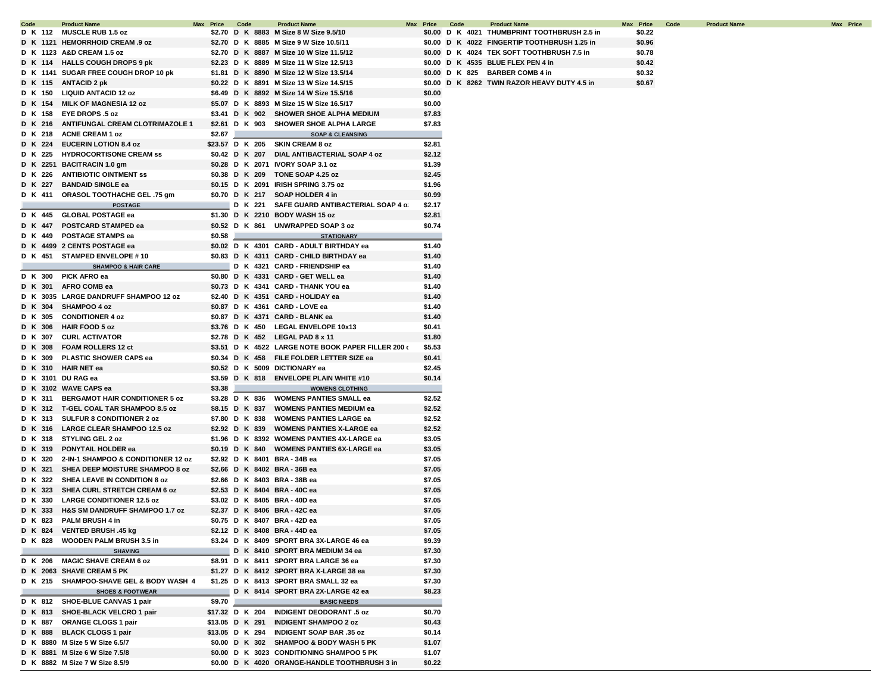| Code | Product Name | Max Price |
| --- | --- | --- |
| D K 112 | MUSCLE RUB 1.5 oz | $2.70 |
| D K 1121 | HEMORRHOID CREAM .9 oz | $2.70 |
| D K 1123 | A&D CREAM 1.5 oz | $2.70 |
| D K 114 | HALLS COUGH DROPS 9 pk | $2.23 |
| D K 1141 | SUGAR FREE COUGH DROP 10 pk | $1.81 |
| D K 115 | ANTACID 2 pk | $0.22 |
| D K 150 | LIQUID ANTACID 12 oz | $6.49 |
| D K 154 | MILK OF MAGNESIA 12 oz | $5.07 |
| D K 158 | EYE DROPS .5 oz | $3.41 |
| D K 216 | ANTIFUNGAL CREAM CLOTRIMAZOLE 1 | $2.61 |
| D K 218 | ACNE CREAM 1 oz | $2.67 |
| D K 224 | EUCERIN LOTION 8.4 oz | $23.57 |
| D K 225 | HYDROCORTISONE CREAM ss | $0.42 |
| D K 2251 | BACITRACIN 1.0 gm | $0.28 |
| D K 226 | ANTIBIOTIC OINTMENT ss | $0.38 |
| D K 227 | BANDAID SINGLE ea | $0.15 |
| D K 411 | ORASOL TOOTHACHE GEL .75 gm | $0.70 |
| | **POSTAGE** | |
| D K 445 | GLOBAL POSTAGE ea | $1.30 |
| D K 447 | POSTCARD STAMPED ea | $0.52 |
| D K 449 | POSTAGE STAMPS ea | $0.58 |
| D K 4499 | 2 CENTS POSTAGE ea | $0.02 |
| D K 451 | STAMPED ENVELOPE # 10 | $0.83 |
| | **SHAMPOO & HAIR CARE** | |
| D K 300 | PICK AFRO ea | $0.80 |
| D K 301 | AFRO COMB ea | $0.73 |
| D K 3035 | LARGE DANDRUFF SHAMPOO 12 oz | $2.40 |
| D K 304 | SHAMPOO 4 oz | $0.87 |
| D K 305 | CONDITIONER 4 oz | $0.87 |
| D K 306 | HAIR FOOD 5 oz | $3.76 |
| D K 307 | CURL ACTIVATOR | $2.78 |
| D K 308 | FOAM ROLLERS 12 ct | $3.51 |
| D K 309 | PLASTIC SHOWER CAPS ea | $0.34 |
| D K 310 | HAIR NET ea | $0.52 |
| D K 3101 | DU RAG ea | $3.59 |
| D K 3102 | WAVE CAPS ea | $3.38 |
| D K 311 | BERGAMOT HAIR CONDITIONER 5 oz | $3.28 |
| D K 312 | T-GEL COAL TAR SHAMPOO 8.5 oz | $8.15 |
| D K 313 | SULFUR 8 CONDITIONER 2 oz | $7.80 |
| D K 316 | LARGE CLEAR SHAMPOO 12.5 oz | $2.92 |
| D K 318 | STYLING GEL 2 oz | $1.96 |
| D K 319 | PONYTAIL HOLDER ea | $0.19 |
| D K 320 | 2-IN-1 SHAMPOO & CONDITIONER 12 oz | $2.92 |
| D K 321 | SHEA DEEP MOISTURE SHAMPOO 8 oz | $2.66 |
| D K 322 | SHEA LEAVE IN CONDITION 8 oz | $2.66 |
| D K 323 | SHEA CURL STRETCH CREAM 6 oz | $2.53 |
| D K 330 | LARGE CONDITIONER 12.5 oz | $3.02 |
| D K 333 | H&S SM DANDRUFF SHAMPOO 1.7 oz | $2.37 |
| D K 823 | PALM BRUSH 4 in | $0.75 |
| D K 824 | VENTED BRUSH .45 kg | $2.12 |
| D K 828 | WOODEN PALM BRUSH 3.5 in | $3.24 |
| | **SHAVING** | |
| D K 206 | MAGIC SHAVE CREAM 6 oz | $8.91 |
| D K 2063 | SHAVE CREAM 5 PK | $1.27 |
| D K 215 | SHAMPOO-SHAVE GEL & BODY WASH 4 | $1.25 |
| | **SHOES & FOOTWEAR** | |
| D K 812 | SHOE-BLUE CANVAS 1 pair | $9.70 |
| D K 813 | SHOE-BLACK VELCRO 1 pair | $17.32 |
| D K 887 | ORANGE CLOGS 1 pair | $13.05 |
| D K 888 | BLACK CLOGS 1 pair | $13.05 |
| D K 8880 | M Size 5 W Size 6.5/7 | $0.00 |
| D K 8881 | M Size 6 W Size 7.5/8 | $0.00 |
| D K 8882 | M Size 7 W Size 8.5/9 | $0.00 |
| D K 8883 | M Size 8 W Size 9.5/10 | $0.00 |
| D K 8885 | M Size 9 W Size 10.5/11 | $0.00 |
| D K 8887 | M Size 10 W Size 11.5/12 | $0.00 |
| D K 8889 | M Size 11 W Size 12.5/13 | $0.00 |
| D K 8890 | M Size 12 W Size 13.5/14 | $0.00 |
| D K 8891 | M Size 13 W Size 14.5/15 | $0.00 |
| D K 8892 | M Size 14 W Size 15.5/16 | $0.00 |
| D K 8893 | M Size 15 W Size 16.5/17 | $0.00 |
| D K 902 | SHOWER SHOE ALPHA MEDIUM | $7.83 |
| D K 903 | SHOWER SHOE ALPHA LARGE | $7.83 |
| | **SOAP & CLEANSING** | |
| D K 205 | SKIN CREAM 8 oz | $2.81 |
| D K 207 | DIAL ANTIBACTERIAL SOAP 4 oz | $2.12 |
| D K 2071 | IVORY SOAP 3.1 oz | $1.39 |
| D K 209 | TONE SOAP 4.25 oz | $2.45 |
| D K 2091 | IRISH SPRING 3.75 oz | $1.96 |
| D K 217 | SOAP HOLDER 4 in | $0.99 |
| D K 221 | SAFE GUARD ANTIBACTERIAL SOAP 4 o: | $2.17 |
| D K 2210 | BODY WASH 15 oz | $2.81 |
| D K 861 | UNWRAPPED SOAP 3 oz | $0.74 |
| | **STATIONARY** | |
| D K 4301 | CARD - ADULT BIRTHDAY ea | $1.40 |
| D K 4311 | CARD - CHILD BIRTHDAY ea | $1.40 |
| D K 4321 | CARD - FRIENDSHIP ea | $1.40 |
| D K 4331 | CARD - GET WELL ea | $1.40 |
| D K 4341 | CARD - THANK YOU ea | $1.40 |
| D K 4351 | CARD - HOLIDAY ea | $1.40 |
| D K 4361 | CARD - LOVE ea | $1.40 |
| D K 4371 | CARD - BLANK ea | $1.40 |
| D K 450 | LEGAL ENVELOPE 10x13 | $0.41 |
| D K 452 | LEGAL PAD 8 x 11 | $1.80 |
| D K 4522 | LARGE NOTE BOOK PAPER FILLER 200 c | $5.53 |
| D K 458 | FILE FOLDER LETTER SIZE ea | $0.41 |
| D K 5009 | DICTIONARY ea | $2.45 |
| D K 818 | ENVELOPE PLAIN WHITE #10 | $0.14 |
| | **WOMENS CLOTHING** | |
| D K 836 | WOMENS PANTIES SMALL ea | $2.52 |
| D K 837 | WOMENS PANTIES MEDIUM ea | $2.52 |
| D K 838 | WOMENS PANTIES LARGE ea | $2.52 |
| D K 839 | WOMENS PANTIES X-LARGE ea | $2.52 |
| D K 8392 | WOMENS PANTIES 4X-LARGE ea | $3.05 |
| D K 840 | WOMENS PANTIES 6X-LARGE ea | $3.05 |
| D K 8401 | BRA - 34B ea | $7.05 |
| D K 8402 | BRA - 36B ea | $7.05 |
| D K 8403 | BRA - 38B ea | $7.05 |
| D K 8404 | BRA - 40C ea | $7.05 |
| D K 8405 | BRA - 40D ea | $7.05 |
| D K 8406 | BRA - 42C ea | $7.05 |
| D K 8407 | BRA - 42D ea | $7.05 |
| D K 8408 | BRA - 44D ea | $7.05 |
| D K 8409 | SPORT BRA 3X-LARGE 46 ea | $9.39 |
| D K 8410 | SPORT BRA MEDIUM 34 ea | $7.30 |
| D K 8411 | SPORT BRA LARGE 36 ea | $7.30 |
| D K 8412 | SPORT BRA X-LARGE 38 ea | $7.30 |
| D K 8413 | SPORT BRA SMALL 32 ea | $7.30 |
| D K 8414 | SPORT BRA 2X-LARGE 42 ea | $8.23 |
| | **BASIC NEEDS** | |
| D K 204 | INDIGENT DEODORANT .5 oz | $0.70 |
| D K 291 | INDIGENT SHAMPOO 2 oz | $0.43 |
| D K 294 | INDIGENT SOAP BAR .35 oz | $0.14 |
| D K 302 | SHAMPOO & BODY WASH 5 PK | $1.07 |
| D K 3023 | CONDITIONING SHAMPOO 5 PK | $1.07 |
| D K 4020 | ORANGE-HANDLE TOOTHBRUSH 3 in | $0.22 |
| D K 4021 | THUMBPRINT TOOTHBRUSH 2.5 in | $0.22 |
| D K 4022 | FINGERTIP TOOTHBRUSH 1.25 in | $0.96 |
| D K 4024 | TEK SOFT TOOTHBRUSH 7.5 in | $0.78 |
| D K 4535 | BLUE FLEX PEN 4 in | $0.42 |
| D K 825 | BARBER COMB 4 in | $0.32 |
| D K 8262 | TWIN RAZOR HEAVY DUTY 4.5 in | $0.67 |